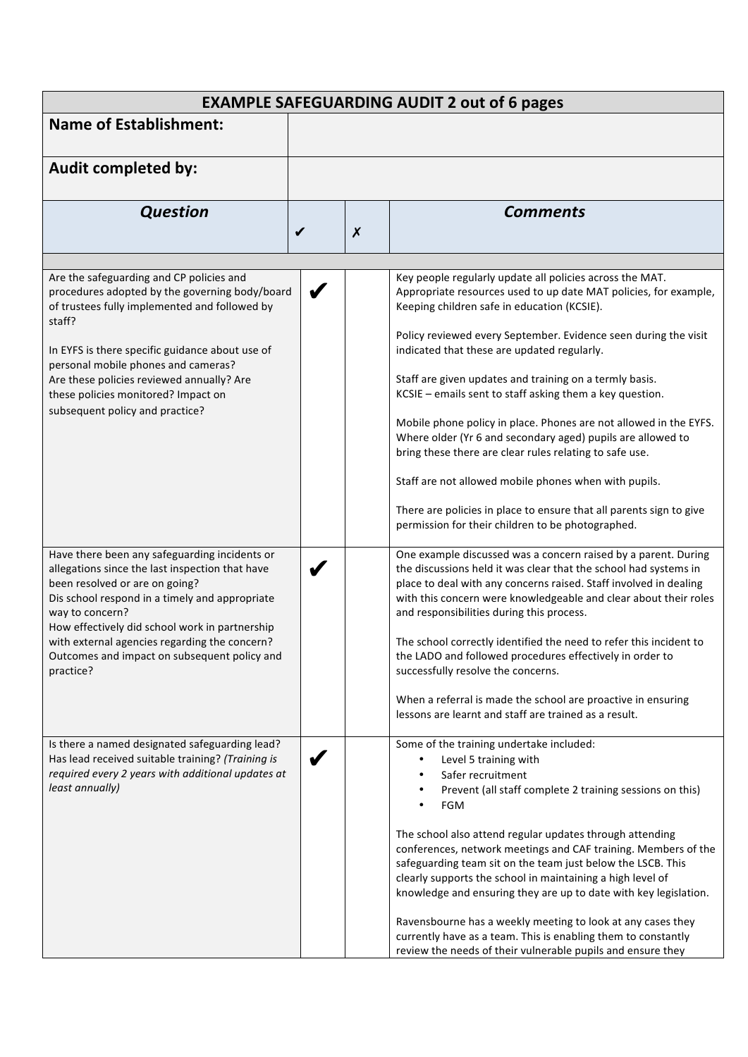| **EXAMPLE SAFEGUARDING AUDIT 2 out of 6 pages** | | | |
|---|---|---|---|
| **Name of Establishment:** | | | |
| **Audit completed by:** | | | |
| ***Question*** | ✔ | ✗ | ***Comments*** |
| | | | |
| Are the safeguarding and CP policies and procedures adopted by the governing body/board of trustees fully implemented and followed by staff?<br><br>In EYFS is there specific guidance about use of personal mobile phones and cameras?<br>Are these policies reviewed annually? Are these policies monitored? Impact on subsequent policy and practice? | ✔ | | Key people regularly update all policies across the MAT. Appropriate resources used to up date MAT policies, for example, Keeping children safe in education (KCSIE).<br><br>Policy reviewed every September. Evidence seen during the visit indicated that these are updated regularly.<br><br>Staff are given updates and training on a termly basis.<br>KCSIE – emails sent to staff asking them a key question.<br><br>Mobile phone policy in place. Phones are not allowed in the EYFS. Where older (Yr 6 and secondary aged) pupils are allowed to bring these there are clear rules relating to safe use.<br><br>Staff are not allowed mobile phones when with pupils.<br><br>There are policies in place to ensure that all parents sign to give permission for their children to be photographed. |
| Have there been any safeguarding incidents or allegations since the last inspection that have been resolved or are on going?<br>Dis school respond in a timely and appropriate way to concern?<br>How effectively did school work in partnership with external agencies regarding the concern?<br>Outcomes and impact on subsequent policy and practice? | ✔ | | One example discussed was a concern raised by a parent. During the discussions held it was clear that the school had systems in place to deal with any concerns raised. Staff involved in dealing with this concern were knowledgeable and clear about their roles and responsibilities during this process.<br><br>The school correctly identified the need to refer this incident to the LADO and followed procedures effectively in order to successfully resolve the concerns.<br><br>When a referral is made the school are proactive in ensuring lessons are learnt and staff are trained as a result. |
| Is there a named designated safeguarding lead?<br>Has lead received suitable training? *(Training is required every 2 years with additional updates at least annually)* | ✔ | | Some of the training undertake included:<br>• Level 5 training with<br>• Safer recruitment<br>• Prevent (all staff complete 2 training sessions on this)<br>• FGM<br><br>The school also attend regular updates through attending conferences, network meetings and CAF training. Members of the safeguarding team sit on the team just below the LSCB. This clearly supports the school in maintaining a high level of knowledge and ensuring they are up to date with key legislation.<br><br>Ravensbourne has a weekly meeting to look at any cases they currently have as a team. This is enabling them to constantly review the needs of their vulnerable pupils and ensure they |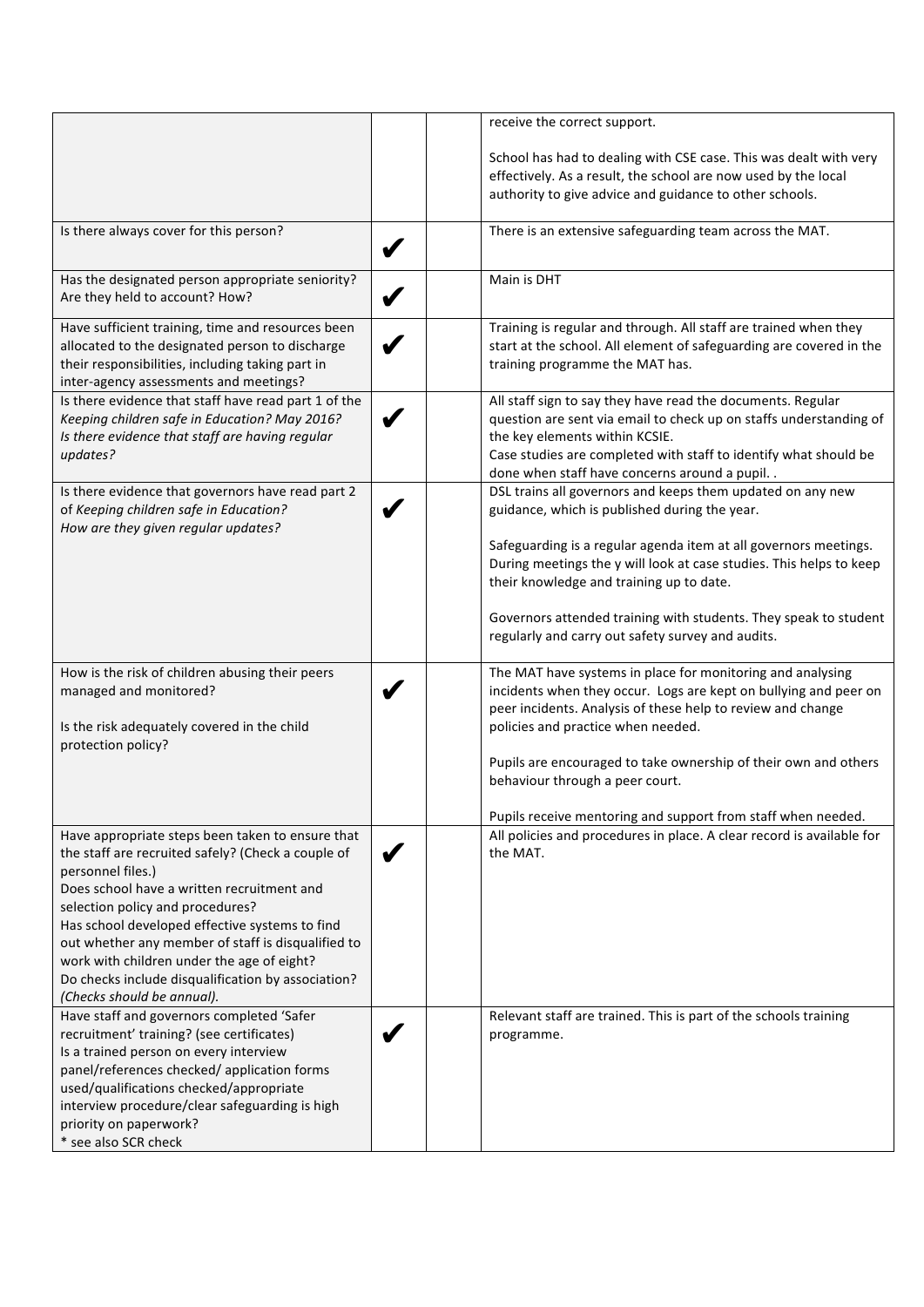| | | | |
|---|---|---|---|
| | | | receive the correct support.<br><br>School has had to dealing with CSE case. This was dealt with very effectively. As a result, the school are now used by the local authority to give advice and guidance to other schools. |
| Is there always cover for this person? | ✔ | | There is an extensive safeguarding team across the MAT. |
| Has the designated person appropriate seniority? Are they held to account? How? | ✔ | | Main is DHT |
| Have sufficient training, time and resources been allocated to the designated person to discharge their responsibilities, including taking part in inter-agency assessments and meetings? | ✔ | | Training is regular and through. All staff are trained when they start at the school. All element of safeguarding are covered in the training programme the MAT has. |
| Is there evidence that staff have read part 1 of the *Keeping children safe in Education? May 2016?*<br>*Is there evidence that staff are having regular updates?* | ✔ | | All staff sign to say they have read the documents. Regular question are sent via email to check up on staffs understanding of the key elements within KCSIE.<br>Case studies are completed with staff to identify what should be done when staff have concerns around a pupil. . |
| Is there evidence that governors have read part 2 of *Keeping children safe in Education?*<br>*How are they given regular updates?* | ✔ | | DSL trains all governors and keeps them updated on any new guidance, which is published during the year.<br><br>Safeguarding is a regular agenda item at all governors meetings. During meetings the y will look at case studies. This helps to keep their knowledge and training up to date.<br><br>Governors attended training with students. They speak to student regularly and carry out safety survey and audits. |
| How is the risk of children abusing their peers managed and monitored?<br><br>Is the risk adequately covered in the child protection policy? | ✔ | | The MAT have systems in place for monitoring and analysing incidents when they occur. Logs are kept on bullying and peer on peer incidents. Analysis of these help to review and change policies and practice when needed.<br><br>Pupils are encouraged to take ownership of their own and others behaviour through a peer court.<br><br>Pupils receive mentoring and support from staff when needed. |
| Have appropriate steps been taken to ensure that the staff are recruited safely? (Check a couple of personnel files.)<br>Does school have a written recruitment and selection policy and procedures?<br>Has school developed effective systems to find out whether any member of staff is disqualified to work with children under the age of eight?<br>Do checks include disqualification by association?<br>*(Checks should be annual).* | ✔ | | All policies and procedures in place. A clear record is available for the MAT. |
| Have staff and governors completed 'Safer recruitment' training? (see certificates)<br>Is a trained person on every interview panel/references checked/ application forms used/qualifications checked/appropriate interview procedure/clear safeguarding is high priority on paperwork?<br>* see also SCR check | ✔ | | Relevant staff are trained. This is part of the schools training programme. |